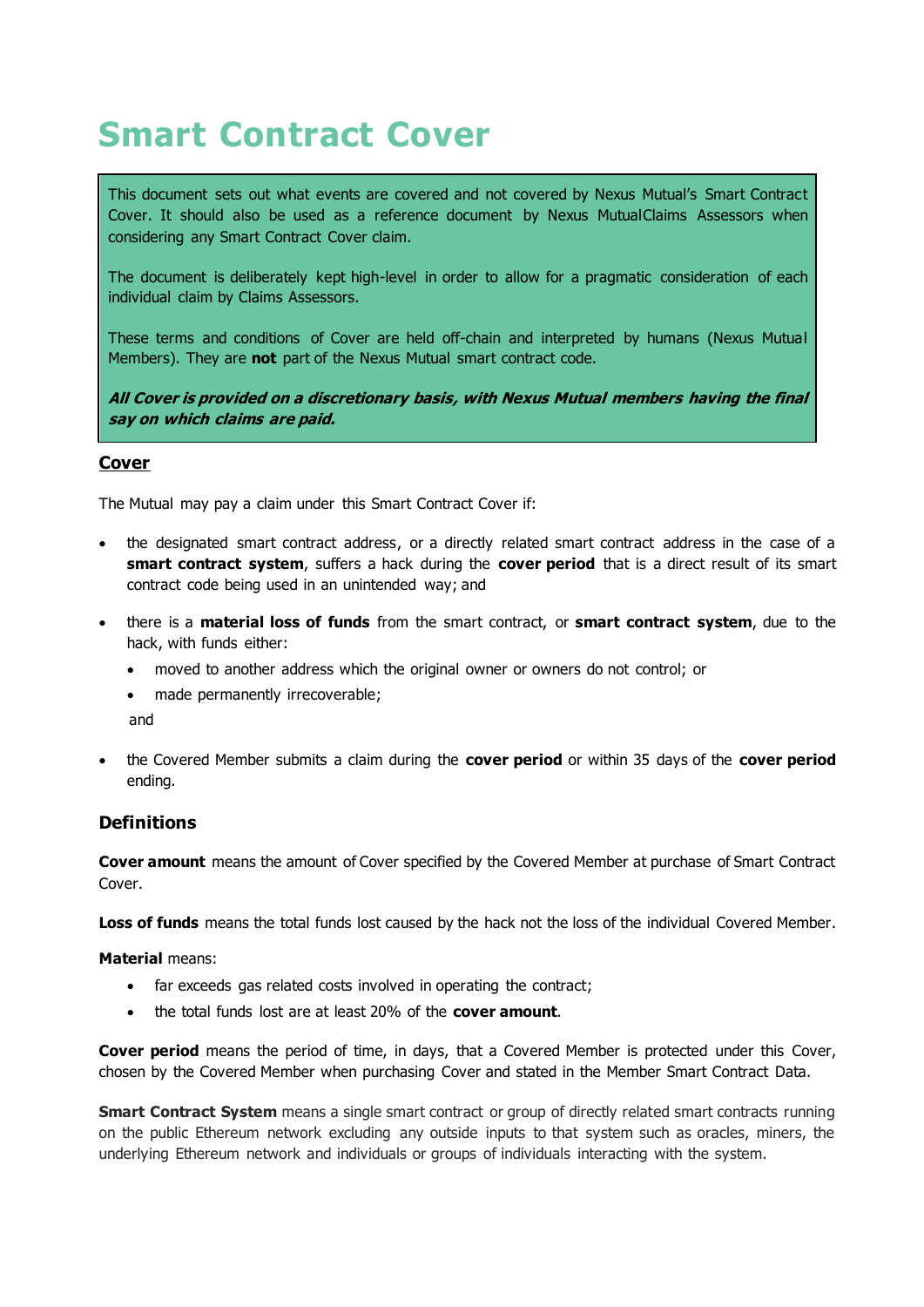# Smart Contract Cover

This document sets out what events are covered and not covered by Nexus Mutual's Smart Contract Cover. It should also be used as a reference document by Nexus MutualClaims Assessors when considering any Smart Contract Cover claim.

The document is deliberately kept high-level in order to allow for a pragmatic consideration of each individual claim by Claims Assessors.

These terms and conditions of Cover are held off-chain and interpreted by humans (Nexus Mutual Members). They are **not** part of the Nexus Mutual smart contract code.

***All Cover is provided on a discretionary basis, with Nexus Mutual members having the final say on which claims are paid.***

## Cover

The Mutual may pay a claim under this Smart Contract Cover if:

- the designated smart contract address, or a directly related smart contract address in the case of a **smart contract system**, suffers a hack during the **cover period** that is a direct result of its smart contract code being used in an unintended way; and
- there is a **material loss of funds** from the smart contract, or **smart contract system**, due to the hack, with funds either:
  - moved to another address which the original owner or owners do not control; or
  - made permanently irrecoverable;

  and
- the Covered Member submits a claim during the **cover period** or within 35 days of the **cover period** ending.

## Definitions

**Cover amount** means the amount of Cover specified by the Covered Member at purchase of Smart Contract Cover.

**Loss of funds** means the total funds lost caused by the hack not the loss of the individual Covered Member.

**Material** means:

- far exceeds gas related costs involved in operating the contract;
- the total funds lost are at least 20% of the **cover amount**.

**Cover period** means the period of time, in days, that a Covered Member is protected under this Cover, chosen by the Covered Member when purchasing Cover and stated in the Member Smart Contract Data.

**Smart Contract System** means a single smart contract or group of directly related smart contracts running on the public Ethereum network excluding any outside inputs to that system such as oracles, miners, the underlying Ethereum network and individuals or groups of individuals interacting with the system.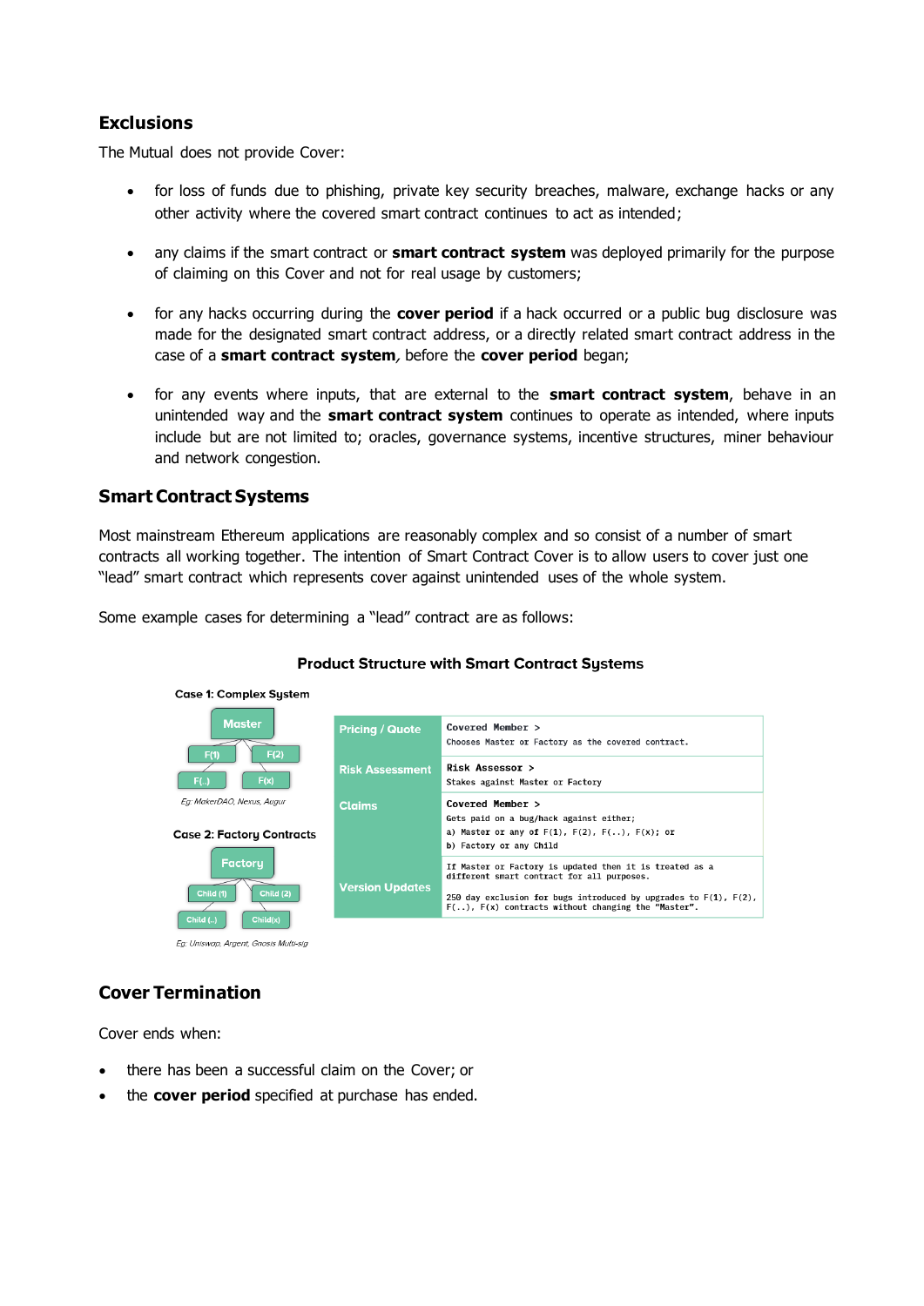## Exclusions

The Mutual does not provide Cover:

- for loss of funds due to phishing, private key security breaches, malware, exchange hacks or any other activity where the covered smart contract continues to act as intended;
- any claims if the smart contract or **smart contract system** was deployed primarily for the purpose of claiming on this Cover and not for real usage by customers;
- for any hacks occurring during the **cover period** if a hack occurred or a public bug disclosure was made for the designated smart contract address, or a directly related smart contract address in the case of a **smart contract system**, before the **cover period** began;
- for any events where inputs, that are external to the **smart contract system**, behave in an unintended way and the **smart contract system** continues to operate as intended, where inputs include but are not limited to; oracles, governance systems, incentive structures, miner behaviour and network congestion.

## Smart Contract Systems

Most mainstream Ethereum applications are reasonably complex and so consist of a number of smart contracts all working together. The intention of Smart Contract Cover is to allow users to cover just one "lead" smart contract which represents cover against unintended uses of the whole system.

Some example cases for determining a "lead" contract are as follows:

**Product Structure with Smart Contract Systems**

**Case 1: Complex System**

Master
F(1)
F(2)
F(..)
F(x)

Eg: MakerDAO, Nexus, Augur

**Case 2: Factory Contracts**

Factory
Child (1)
Child (2)
Child (..)
Child(x)

Eg: Uniswap, Argent, Gnosis Multi-sig

| | |
|---|---|
| Pricing / Quote | Covered Member > Chooses Master or Factory as the covered contract. |
| Risk Assessment | Risk Assessor > Stakes against Master or Factory |
| Claims | Covered Member > Gets paid on a bug/hack against either; a) Master or any of F(1), F(2), F(..), F(x); or b) Factory or any Child |
| Version Updates | If Master or Factory is updated then it is treated as a different smart contract for all purposes. 250 day exclusion for bugs introduced by upgrades to F(1), F(2), F(..), F(x) contracts without changing the "Master". |

## Cover Termination

Cover ends when:

- there has been a successful claim on the Cover; or
- the **cover period** specified at purchase has ended.